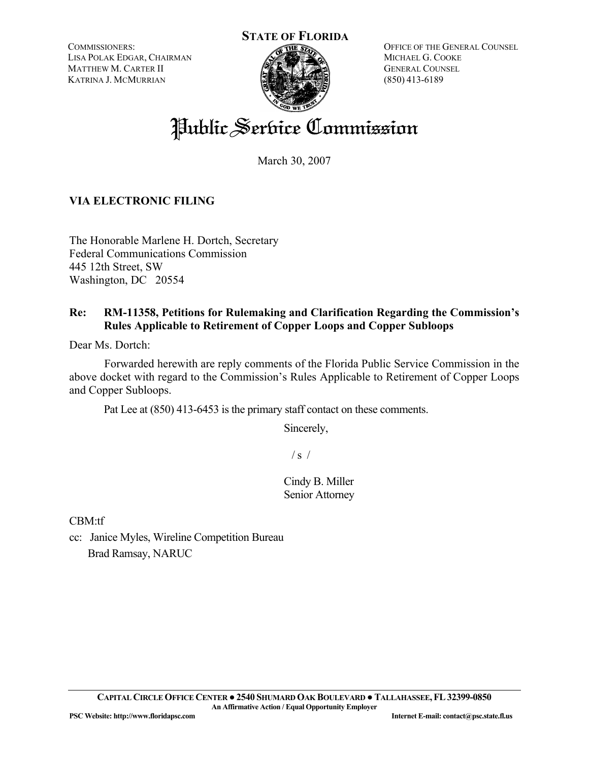**STATE OF FLORIDA**

COMMISSIONERS:
LISA POLAK EDGAR, CHAIRMAN
MATTHEW M. CARTER II
KATRINA J. MCMURRIAN

OFFICE OF THE GENERAL COUNSEL
MICHAEL G. COOKE
GENERAL COUNSEL
(850) 413-6189

# Public Service Commission

March 30, 2007

**VIA ELECTRONIC FILING**

The Honorable Marlene H. Dortch, Secretary
Federal Communications Commission
445 12th Street, SW
Washington, DC 20554

**Re: RM-11358, Petitions for Rulemaking and Clarification Regarding the Commission's Rules Applicable to Retirement of Copper Loops and Copper Subloops**

Dear Ms. Dortch:

Forwarded herewith are reply comments of the Florida Public Service Commission in the above docket with regard to the Commission's Rules Applicable to Retirement of Copper Loops and Copper Subloops.

Pat Lee at (850) 413-6453 is the primary staff contact on these comments.

Sincerely,

/ s /

Cindy B. Miller
Senior Attorney

CBM:tf

cc: Janice Myles, Wireline Competition Bureau
Brad Ramsay, NARUC

**CAPITAL CIRCLE OFFICE CENTER ● 2540 SHUMARD OAK BOULEVARD ● TALLAHASSEE, FL 32399-0850**
**An Affirmative Action / Equal Opportunity Employer**
**PSC Website: http://www.floridapsc.com** **Internet E-mail: contact@psc.state.fl.us**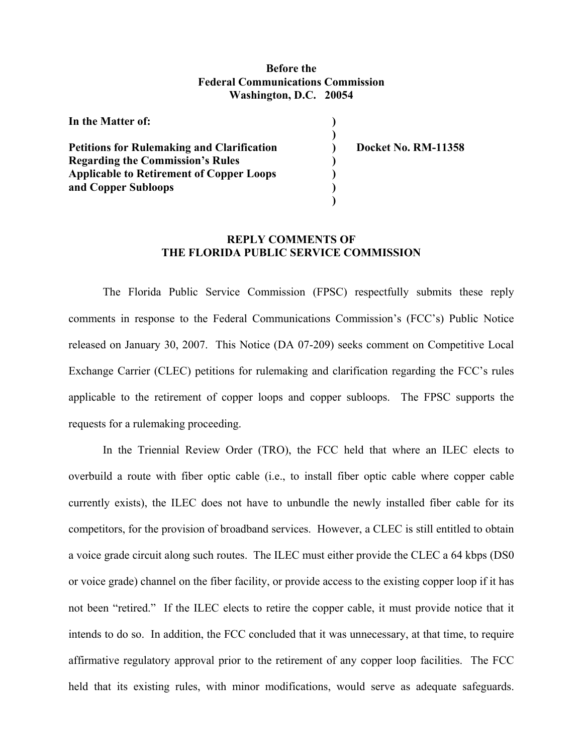**Before the**
**Federal Communications Commission**
**Washington, D.C. 20054**

| | | |
|---|---|---|
| **In the Matter of:** | ) | |
| | ) | |
| **Petitions for Rulemaking and Clarification** | ) | **Docket No. RM-11358** |
| **Regarding the Commission's Rules** | ) | |
| **Applicable to Retirement of Copper Loops** | ) | |
| **and Copper Subloops** | ) | |
| | ) | |

**REPLY COMMENTS OF**
**THE FLORIDA PUBLIC SERVICE COMMISSION**

The Florida Public Service Commission (FPSC) respectfully submits these reply comments in response to the Federal Communications Commission's (FCC's) Public Notice released on January 30, 2007. This Notice (DA 07-209) seeks comment on Competitive Local Exchange Carrier (CLEC) petitions for rulemaking and clarification regarding the FCC's rules applicable to the retirement of copper loops and copper subloops. The FPSC supports the requests for a rulemaking proceeding.

In the Triennial Review Order (TRO), the FCC held that where an ILEC elects to overbuild a route with fiber optic cable (i.e., to install fiber optic cable where copper cable currently exists), the ILEC does not have to unbundle the newly installed fiber cable for its competitors, for the provision of broadband services. However, a CLEC is still entitled to obtain a voice grade circuit along such routes. The ILEC must either provide the CLEC a 64 kbps (DS0 or voice grade) channel on the fiber facility, or provide access to the existing copper loop if it has not been "retired." If the ILEC elects to retire the copper cable, it must provide notice that it intends to do so. In addition, the FCC concluded that it was unnecessary, at that time, to require affirmative regulatory approval prior to the retirement of any copper loop facilities. The FCC held that its existing rules, with minor modifications, would serve as adequate safeguards.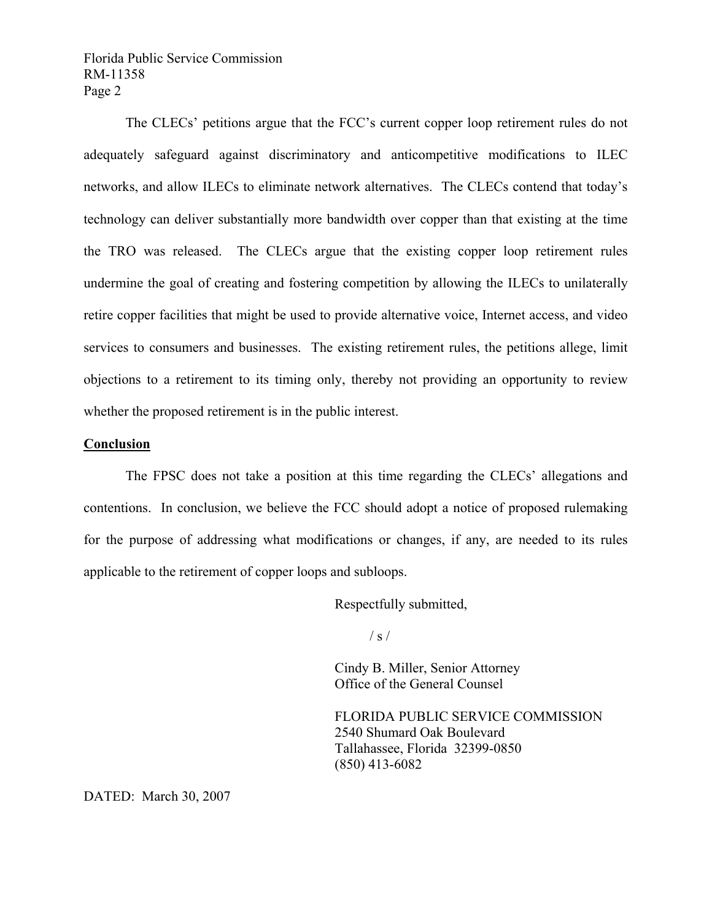The CLECs' petitions argue that the FCC's current copper loop retirement rules do not adequately safeguard against discriminatory and anticompetitive modifications to ILEC networks, and allow ILECs to eliminate network alternatives. The CLECs contend that today's technology can deliver substantially more bandwidth over copper than that existing at the time the TRO was released. The CLECs argue that the existing copper loop retirement rules undermine the goal of creating and fostering competition by allowing the ILECs to unilaterally retire copper facilities that might be used to provide alternative voice, Internet access, and video services to consumers and businesses. The existing retirement rules, the petitions allege, limit objections to a retirement to its timing only, thereby not providing an opportunity to review whether the proposed retirement is in the public interest.

**Conclusion**

The FPSC does not take a position at this time regarding the CLECs' allegations and contentions. In conclusion, we believe the FCC should adopt a notice of proposed rulemaking for the purpose of addressing what modifications or changes, if any, are needed to its rules applicable to the retirement of copper loops and subloops.

Respectfully submitted,

/ s /

Cindy B. Miller, Senior Attorney
Office of the General Counsel

FLORIDA PUBLIC SERVICE COMMISSION
2540 Shumard Oak Boulevard
Tallahassee, Florida 32399-0850
(850) 413-6082

DATED: March 30, 2007